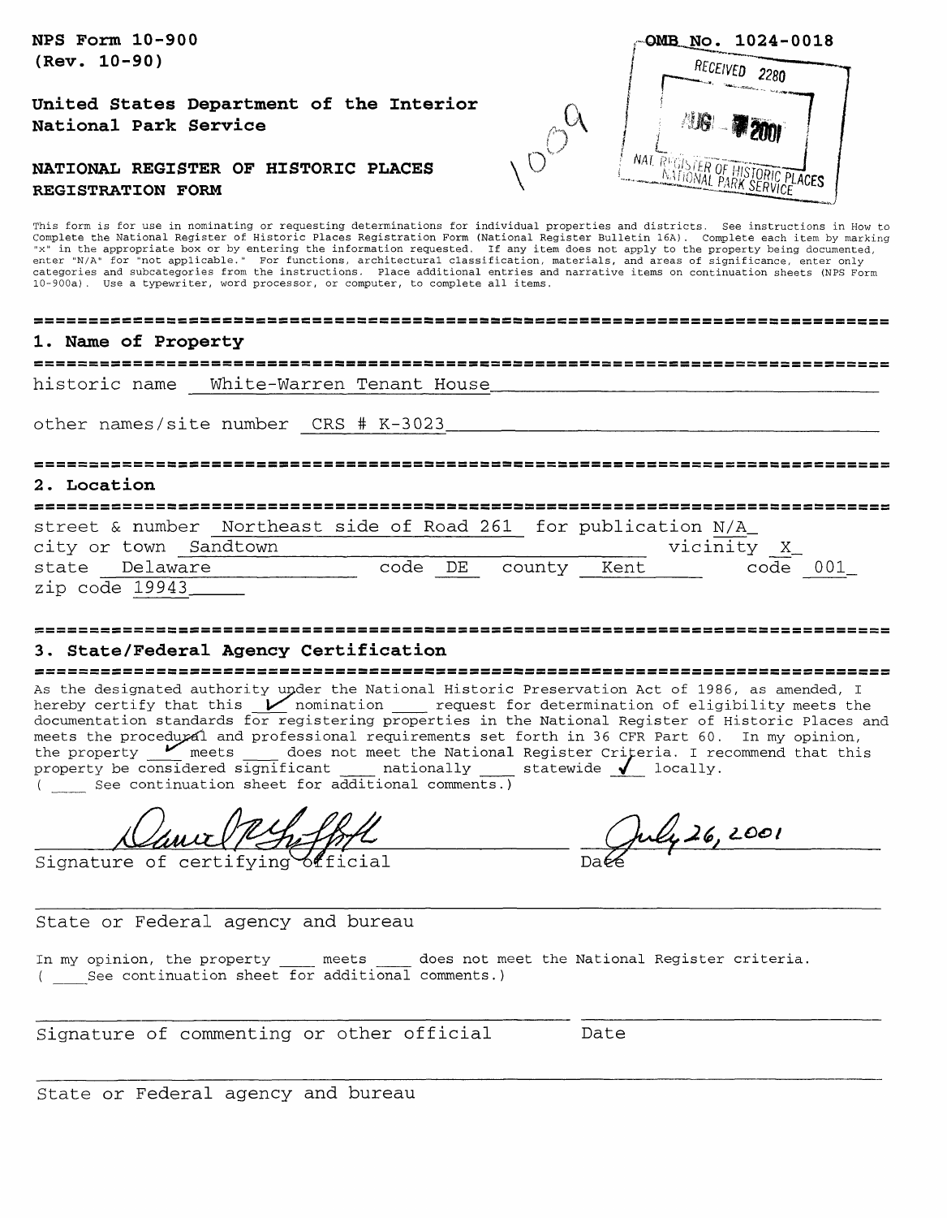NPS Form 10-900
(Rev. 10-90)

OMB No. 1024-0018

RECEIVED 2280

AUG 2001

NAT. REGISTER OF HISTORIC PLACES
NATIONAL PARK SERVICE

1009

United States Department of the Interior
National Park Service

**NATIONAL REGISTER OF HISTORIC PLACES**
**REGISTRATION FORM**

This form is for use in nominating or requesting determinations for individual properties and districts. See instructions in How to Complete the National Register of Historic Places Registration Form (National Register Bulletin 16A). Complete each item by marking "x" in the appropriate box or by entering the information requested. If any item does not apply to the property being documented, enter "N/A" for "not applicable." For functions, architectural classification, materials, and areas of significance, enter only categories and subcategories from the instructions. Place additional entries and narrative items on continuation sheets (NPS Form 10-900a). Use a typewriter, word processor, or computer, to complete all items.

## 1. Name of Property

historic name White-Warren Tenant House

other names/site number CRS # K-3023

## 2. Location

street & number Northeast side of Road 261 for publication N/A
city or town Sandtown vicinity X
state Delaware code DE county Kent code 001
zip code 19943

## 3. State/Federal Agency Certification

As the designated authority under the National Historic Preservation Act of 1986, as amended, I hereby certify that this ✓ nomination ___ request for determination of eligibility meets the documentation standards for registering properties in the National Register of Historic Places and meets the procedural and professional requirements set forth in 36 CFR Part 60. In my opinion, the property ✓ meets ___ does not meet the National Register Criteria. I recommend that this property be considered significant ___ nationally ___ statewide ✓ locally.
( ___ See continuation sheet for additional comments.)

[signature] July 26, 2001
Signature of certifying official Date

State or Federal agency and bureau

In my opinion, the property ___ meets ___ does not meet the National Register criteria.
( ___ See continuation sheet for additional comments.)

Signature of commenting or other official Date

State or Federal agency and bureau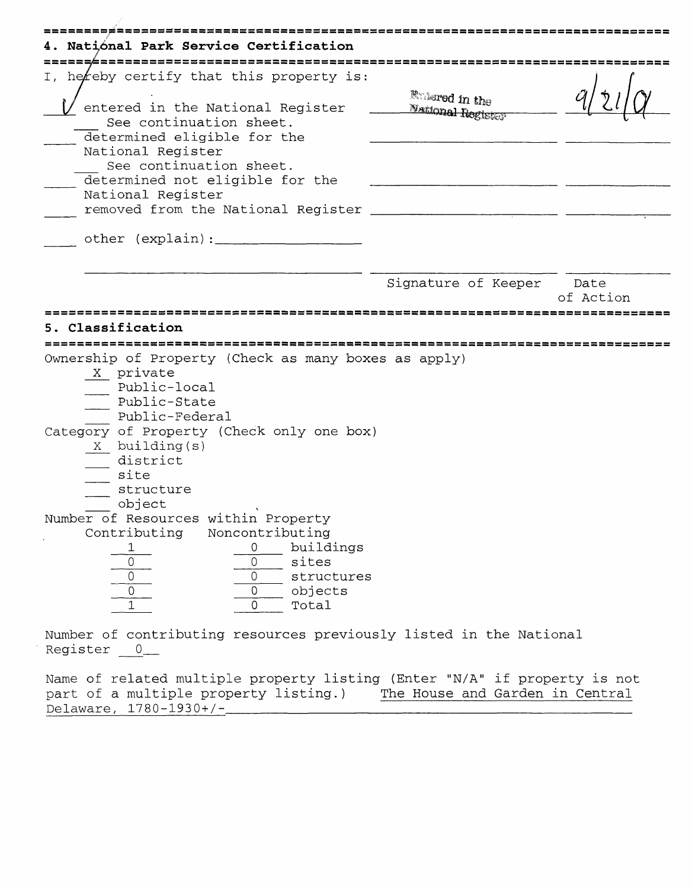## 4. National Park Service Certification

I, hereby certify that this property is:

| | | |
|---|---|---|
| ✓ entered in the National Register | Entered in the National Register | 9/21/01 |
| ___ See continuation sheet. | | |
| ___ determined eligible for the National Register | | |
| ___ See continuation sheet. | | |
| ___ determined not eligible for the National Register | | |
| ___ removed from the National Register | | |
| ___ other (explain): | | |
| | Signature of Keeper | Date of Action |

## 5. Classification

Ownership of Property (Check as many boxes as apply)

- X private
- ___ Public-local
- ___ Public-State
- ___ Public-Federal

Category of Property (Check only one box)

- X building(s)
- ___ district
- ___ site
- ___ structure
- ___ object

Number of Resources within Property

| Contributing | Noncontributing | |
|---|---|---|
| 1 | 0 | buildings |
| 0 | 0 | sites |
| 0 | 0 | structures |
| 0 | 0 | objects |
| 1 | 0 | Total |

Number of contributing resources previously listed in the National Register 0

Name of related multiple property listing (Enter "N/A" if property is not part of a multiple property listing.) The House and Garden in Central Delaware, 1780-1930+/-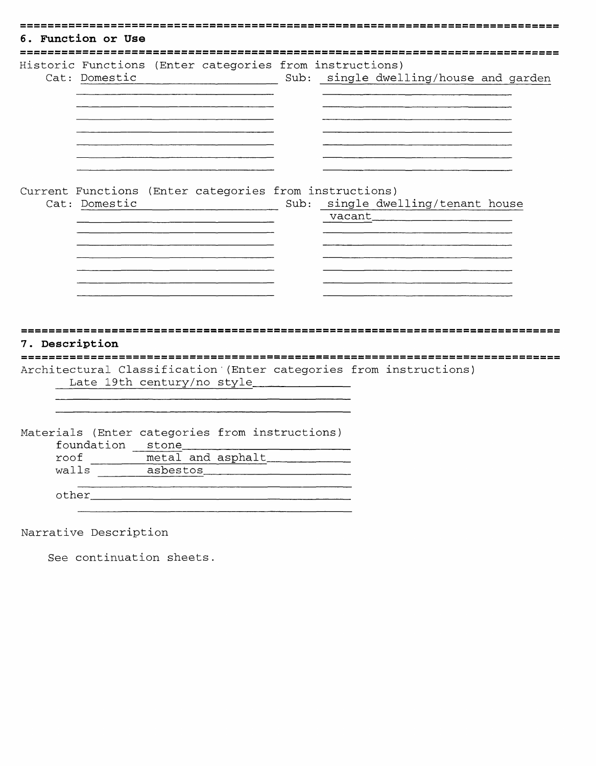## 6. Function or Use

Historic Functions (Enter categories from instructions)

Cat: Domestic — Sub: single dwelling/house and garden

Current Functions (Enter categories from instructions)

Cat: Domestic — Sub: single dwelling/tenant house

vacant

## 7. Description

Architectural Classification (Enter categories from instructions)

Late 19th century/no style

Materials (Enter categories from instructions)

foundation: stone

roof: metal and asphalt

walls: asbestos

other:

Narrative Description

See continuation sheets.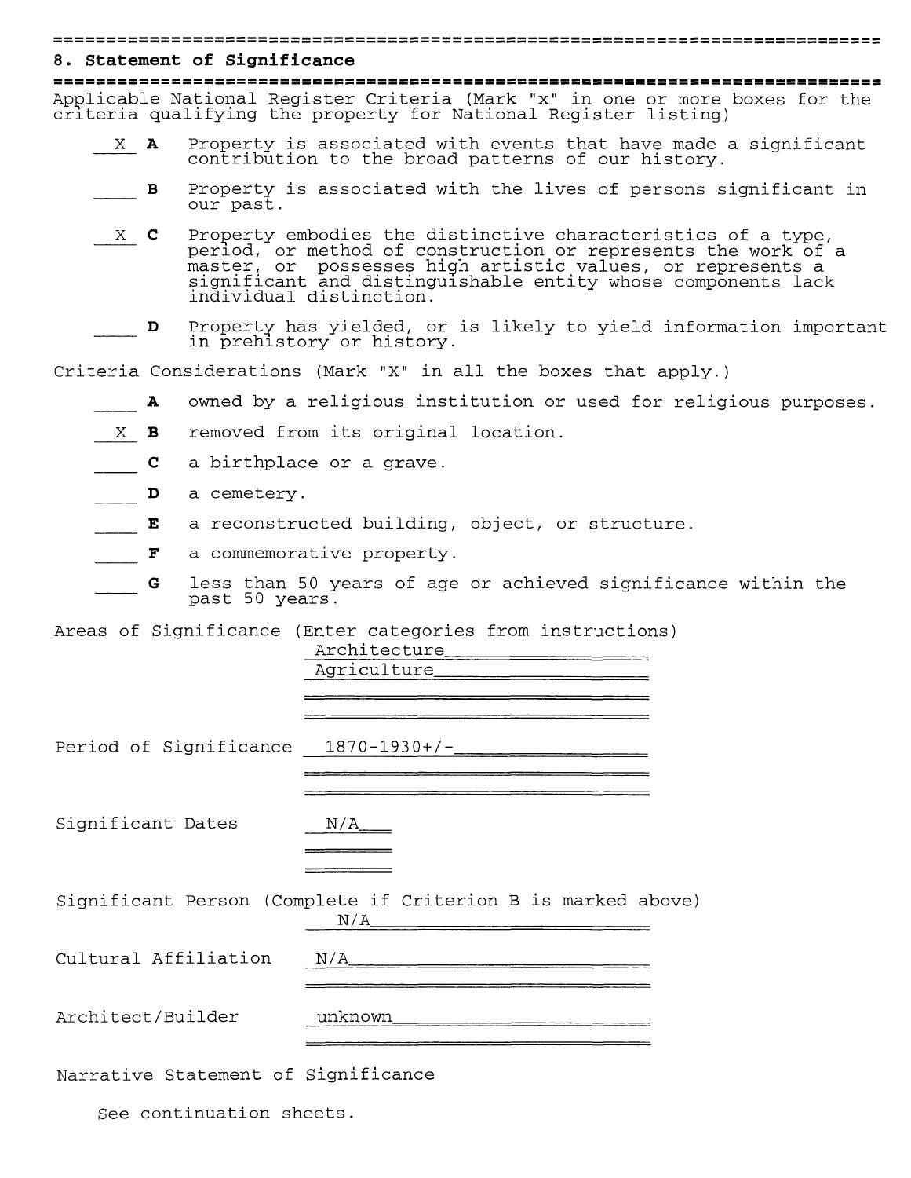## 8. Statement of Significance

Applicable National Register Criteria (Mark "x" in one or more boxes for the criteria qualifying the property for National Register listing)

- X **A** Property is associated with events that have made a significant contribution to the broad patterns of our history.
- ___ **B** Property is associated with the lives of persons significant in our past.
- X **C** Property embodies the distinctive characteristics of a type, period, or method of construction or represents the work of a master, or possesses high artistic values, or represents a significant and distinguishable entity whose components lack individual distinction.
- ___ **D** Property has yielded, or is likely to yield information important in prehistory or history.

Criteria Considerations (Mark "X" in all the boxes that apply.)

- ___ **A** owned by a religious institution or used for religious purposes.
- X **B** removed from its original location.
- ___ **C** a birthplace or a grave.
- ___ **D** a cemetery.
- ___ **E** a reconstructed building, object, or structure.
- ___ **F** a commemorative property.
- ___ **G** less than 50 years of age or achieved significance within the past 50 years.

Areas of Significance (Enter categories from instructions)
Architecture
Agriculture

Period of Significance 1870-1930+/-

Significant Dates N/A

Significant Person (Complete if Criterion B is marked above)
N/A

Cultural Affiliation N/A

Architect/Builder unknown

Narrative Statement of Significance

See continuation sheets.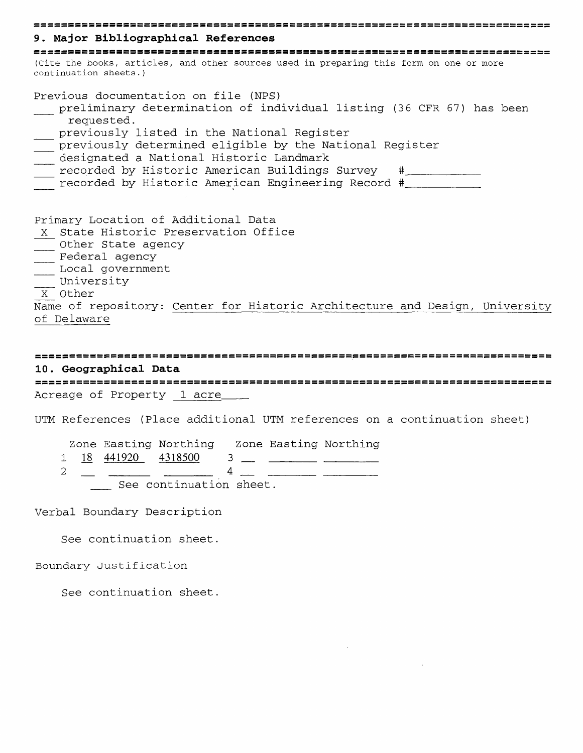## 9. Major Bibliographical References

(Cite the books, articles, and other sources used in preparing this form on one or more continuation sheets.)

Previous documentation on file (NPS)

- ___ preliminary determination of individual listing (36 CFR 67) has been requested.
- ___ previously listed in the National Register
- ___ previously determined eligible by the National Register
- ___ designated a National Historic Landmark
- ___ recorded by Historic American Buildings Survey #__________
- ___ recorded by Historic American Engineering Record #__________

Primary Location of Additional Data

- _X_ State Historic Preservation Office
- ___ Other State agency
- ___ Federal agency
- ___ Local government
- ___ University
- _X_ Other

Name of repository: Center for Historic Architecture and Design, University of Delaware

## 10. Geographical Data

Acreage of Property 1 acre

UTM References (Place additional UTM references on a continuation sheet)

| | Zone | Easting | Northing | | Zone | Easting | Northing |
|---|---|---|---|---|---|---|---|
| 1 | 18 | 441920 | 4318500 | 3 | | | |
| 2 | | | | 4 | | | |

___ See continuation sheet.

Verbal Boundary Description

See continuation sheet.

Boundary Justification

See continuation sheet.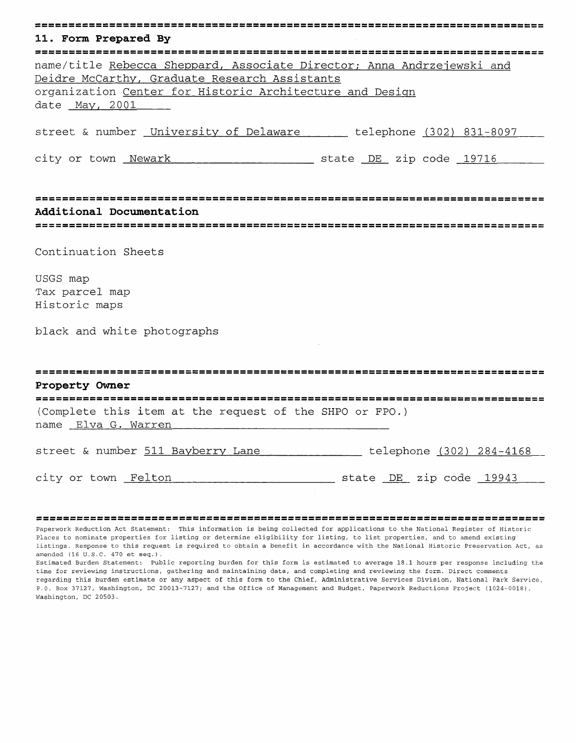## 11. Form Prepared By

name/title Rebecca Sheppard, Associate Director; Anna Andrzejewski and Deidre McCarthy, Graduate Research Assistants
organization Center for Historic Architecture and Design
date May, 2001

street & number University of Delaware telephone (302) 831-8097

city or town Newark state DE zip code 19716

## Additional Documentation

Continuation Sheets

USGS map
Tax parcel map
Historic maps

black and white photographs

## Property Owner

(Complete this item at the request of the SHPO or FPO.)
name Elva G. Warren

street & number 511 Bayberry Lane telephone (302) 284-4168

city or town Felton state DE zip code 19943

Paperwork Reduction Act Statement: This information is being collected for applications to the National Register of Historic Places to nominate properties for listing or determine eligibility for listing, to list properties, and to amend existing listings. Response to this request is required to obtain a benefit in accordance with the National Historic Preservation Act, as amended (16 U.S.C. 470 et seq.).
Estimated Burden Statement: Public reporting burden for this form is estimated to average 18.1 hours per response including the time for reviewing instructions, gathering and maintaining data, and completing and reviewing the form. Direct comments regarding this burden estimate or any aspect of this form to the Chief, Administrative Services Division, National Park Service, P.O. Box 37127, Washington, DC 20013-7127; and the Office of Management and Budget, Paperwork Reductions Project (1024-0018), Washington, DC 20503.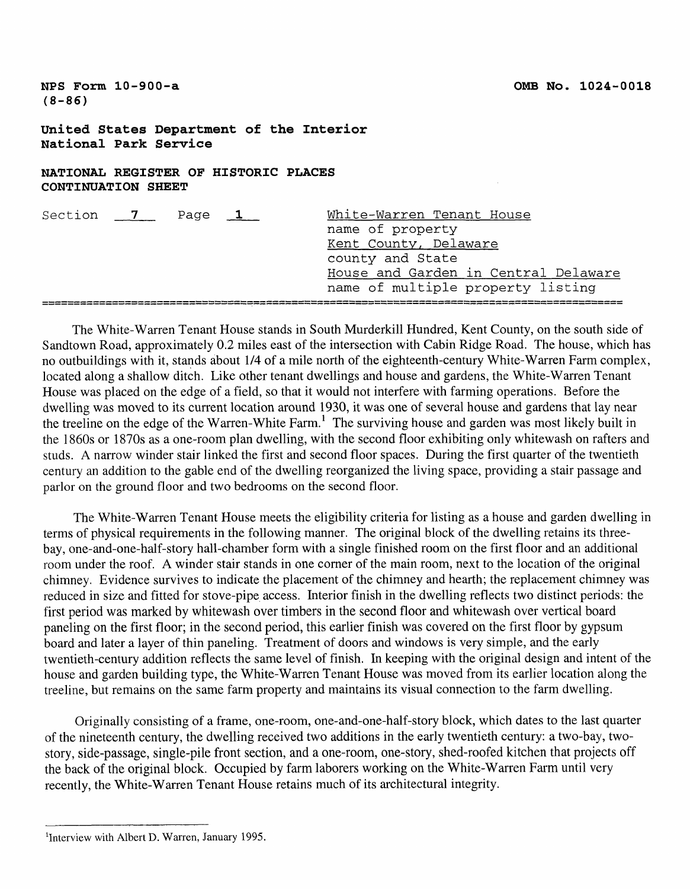NPS Form 10-900-a
(8-86)

OMB No. 1024-0018

**United States Department of the Interior**
**National Park Service**

**NATIONAL REGISTER OF HISTORIC PLACES**
**CONTINUATION SHEET**

Section 7 Page 1

White-Warren Tenant House
name of property
Kent County, Delaware
county and State
House and Garden in Central Delaware
name of multiple property listing

---

The White-Warren Tenant House stands in South Murderkill Hundred, Kent County, on the south side of Sandtown Road, approximately 0.2 miles east of the intersection with Cabin Ridge Road. The house, which has no outbuildings with it, stands about 1/4 of a mile north of the eighteenth-century White-Warren Farm complex, located along a shallow ditch. Like other tenant dwellings and house and gardens, the White-Warren Tenant House was placed on the edge of a field, so that it would not interfere with farming operations. Before the dwelling was moved to its current location around 1930, it was one of several house and gardens that lay near the treeline on the edge of the Warren-White Farm.[1] The surviving house and garden was most likely built in the 1860s or 1870s as a one-room plan dwelling, with the second floor exhibiting only whitewash on rafters and studs. A narrow winder stair linked the first and second floor spaces. During the first quarter of the twentieth century an addition to the gable end of the dwelling reorganized the living space, providing a stair passage and parlor on the ground floor and two bedrooms on the second floor.

The White-Warren Tenant House meets the eligibility criteria for listing as a house and garden dwelling in terms of physical requirements in the following manner. The original block of the dwelling retains its three-bay, one-and-one-half-story hall-chamber form with a single finished room on the first floor and an additional room under the roof. A winder stair stands in one corner of the main room, next to the location of the original chimney. Evidence survives to indicate the placement of the chimney and hearth; the replacement chimney was reduced in size and fitted for stove-pipe access. Interior finish in the dwelling reflects two distinct periods: the first period was marked by whitewash over timbers in the second floor and whitewash over vertical board paneling on the first floor; in the second period, this earlier finish was covered on the first floor by gypsum board and later a layer of thin paneling. Treatment of doors and windows is very simple, and the early twentieth-century addition reflects the same level of finish. In keeping with the original design and intent of the house and garden building type, the White-Warren Tenant House was moved from its earlier location along the treeline, but remains on the same farm property and maintains its visual connection to the farm dwelling.

Originally consisting of a frame, one-room, one-and-one-half-story block, which dates to the last quarter of the nineteenth century, the dwelling received two additions in the early twentieth century: a two-bay, two-story, side-passage, single-pile front section, and a one-room, one-story, shed-roofed kitchen that projects off the back of the original block. Occupied by farm laborers working on the White-Warren Farm until very recently, the White-Warren Tenant House retains much of its architectural integrity.

---

[1] Interview with Albert D. Warren, January 1995.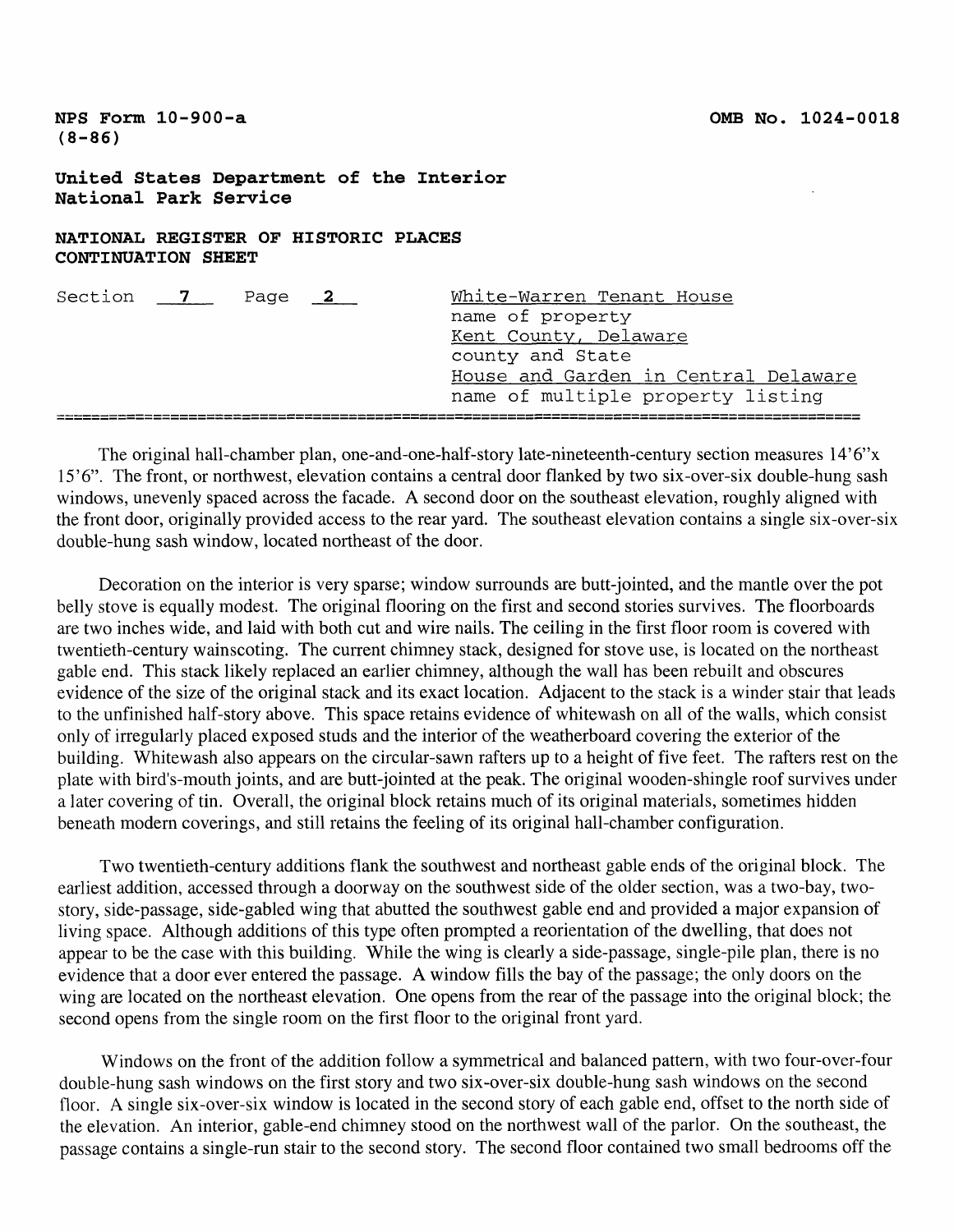The original hall-chamber plan, one-and-one-half-story late-nineteenth-century section measures 14'6"x 15'6". The front, or northwest, elevation contains a central door flanked by two six-over-six double-hung sash windows, unevenly spaced across the facade. A second door on the southeast elevation, roughly aligned with the front door, originally provided access to the rear yard. The southeast elevation contains a single six-over-six double-hung sash window, located northeast of the door.

Decoration on the interior is very sparse; window surrounds are butt-jointed, and the mantle over the pot belly stove is equally modest. The original flooring on the first and second stories survives. The floorboards are two inches wide, and laid with both cut and wire nails. The ceiling in the first floor room is covered with twentieth-century wainscoting. The current chimney stack, designed for stove use, is located on the northeast gable end. This stack likely replaced an earlier chimney, although the wall has been rebuilt and obscures evidence of the size of the original stack and its exact location. Adjacent to the stack is a winder stair that leads to the unfinished half-story above. This space retains evidence of whitewash on all of the walls, which consist only of irregularly placed exposed studs and the interior of the weatherboard covering the exterior of the building. Whitewash also appears on the circular-sawn rafters up to a height of five feet. The rafters rest on the plate with bird's-mouth joints, and are butt-jointed at the peak. The original wooden-shingle roof survives under a later covering of tin. Overall, the original block retains much of its original materials, sometimes hidden beneath modern coverings, and still retains the feeling of its original hall-chamber configuration.

Two twentieth-century additions flank the southwest and northeast gable ends of the original block. The earliest addition, accessed through a doorway on the southwest side of the older section, was a two-bay, two-story, side-passage, side-gabled wing that abutted the southwest gable end and provided a major expansion of living space. Although additions of this type often prompted a reorientation of the dwelling, that does not appear to be the case with this building. While the wing is clearly a side-passage, single-pile plan, there is no evidence that a door ever entered the passage. A window fills the bay of the passage; the only doors on the wing are located on the northeast elevation. One opens from the rear of the passage into the original block; the second opens from the single room on the first floor to the original front yard.

Windows on the front of the addition follow a symmetrical and balanced pattern, with two four-over-four double-hung sash windows on the first story and two six-over-six double-hung sash windows on the second floor. A single six-over-six window is located in the second story of each gable end, offset to the north side of the elevation. An interior, gable-end chimney stood on the northwest wall of the parlor. On the southeast, the passage contains a single-run stair to the second story. The second floor contained two small bedrooms off the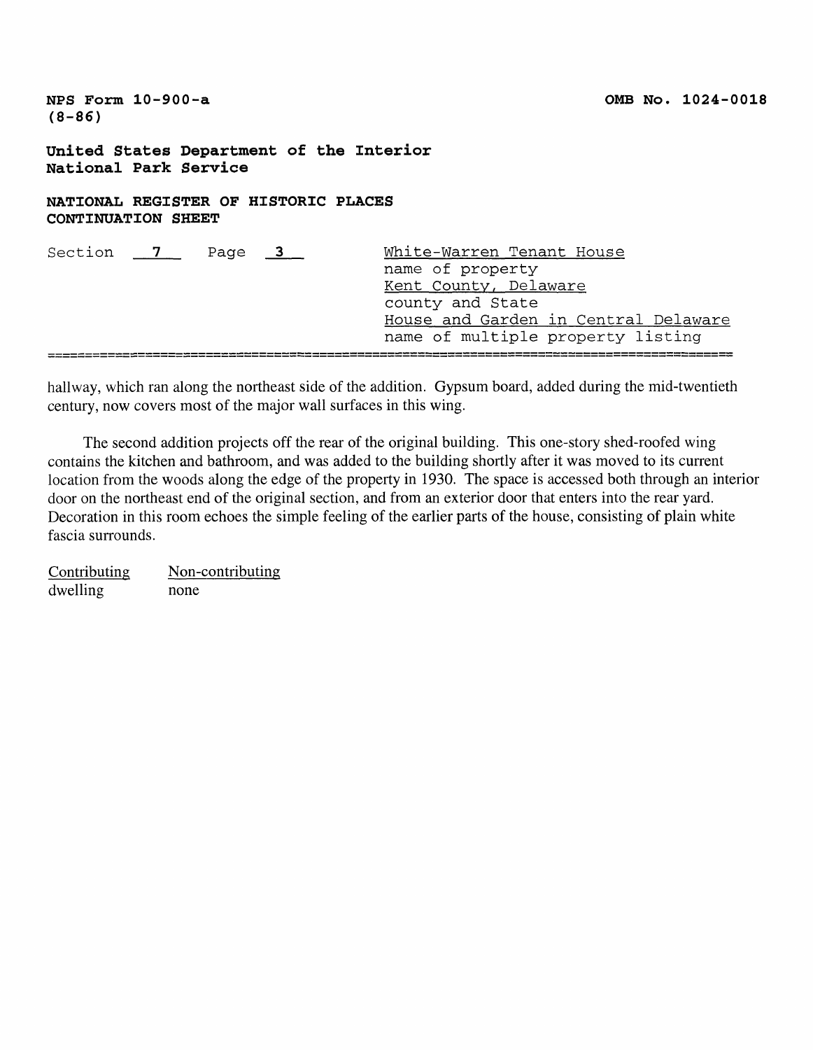hallway, which ran along the northeast side of the addition. Gypsum board, added during the mid-twentieth century, now covers most of the major wall surfaces in this wing.

The second addition projects off the rear of the original building. This one-story shed-roofed wing contains the kitchen and bathroom, and was added to the building shortly after it was moved to its current location from the woods along the edge of the property in 1930. The space is accessed both through an interior door on the northeast end of the original section, and from an exterior door that enters into the rear yard. Decoration in this room echoes the simple feeling of the earlier parts of the house, consisting of plain white fascia surrounds.

| Contributing | Non-contributing |
|---|---|
| dwelling | none |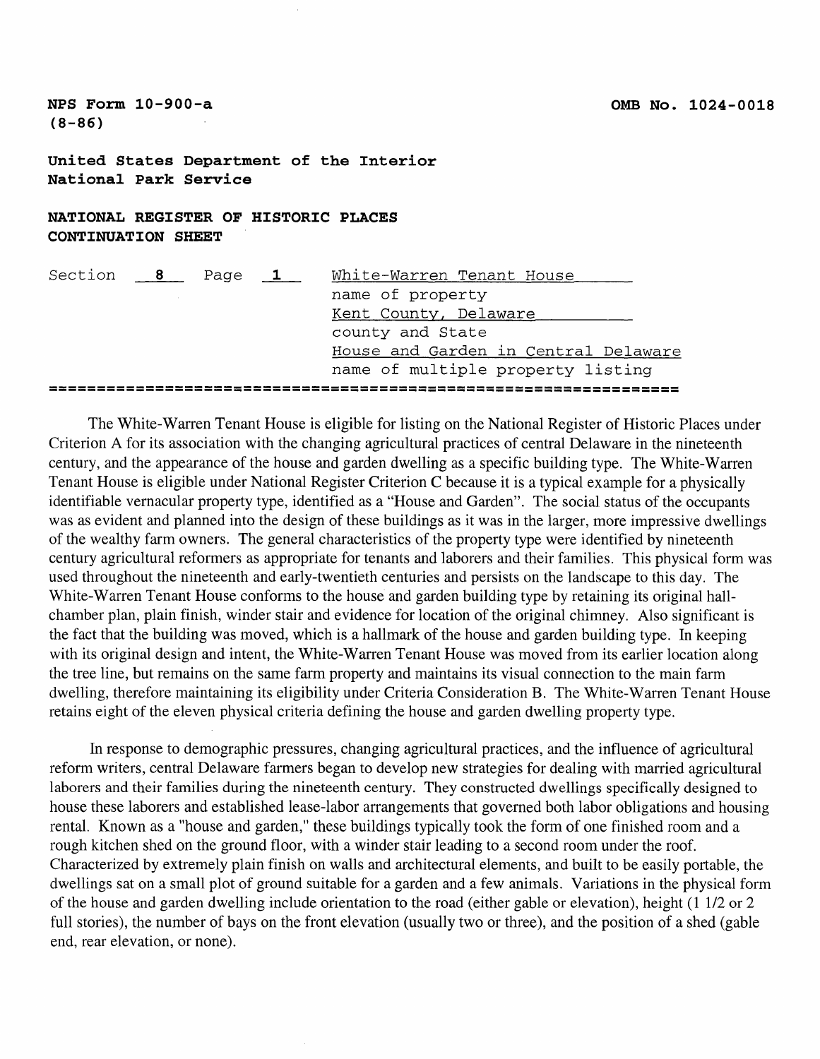NPS Form 10-900-a
(8-86)

OMB No. 1024-0018

**United States Department of the Interior**
**National Park Service**

**NATIONAL REGISTER OF HISTORIC PLACES**
**CONTINUATION SHEET**

Section 8 Page 1

White-Warren Tenant House
name of property
Kent County, Delaware
county and State
House and Garden in Central Delaware
name of multiple property listing

The White-Warren Tenant House is eligible for listing on the National Register of Historic Places under Criterion A for its association with the changing agricultural practices of central Delaware in the nineteenth century, and the appearance of the house and garden dwelling as a specific building type. The White-Warren Tenant House is eligible under National Register Criterion C because it is a typical example for a physically identifiable vernacular property type, identified as a "House and Garden". The social status of the occupants was as evident and planned into the design of these buildings as it was in the larger, more impressive dwellings of the wealthy farm owners. The general characteristics of the property type were identified by nineteenth century agricultural reformers as appropriate for tenants and laborers and their families. This physical form was used throughout the nineteenth and early-twentieth centuries and persists on the landscape to this day. The White-Warren Tenant House conforms to the house and garden building type by retaining its original hall-chamber plan, plain finish, winder stair and evidence for location of the original chimney. Also significant is the fact that the building was moved, which is a hallmark of the house and garden building type. In keeping with its original design and intent, the White-Warren Tenant House was moved from its earlier location along the tree line, but remains on the same farm property and maintains its visual connection to the main farm dwelling, therefore maintaining its eligibility under Criteria Consideration B. The White-Warren Tenant House retains eight of the eleven physical criteria defining the house and garden dwelling property type.

In response to demographic pressures, changing agricultural practices, and the influence of agricultural reform writers, central Delaware farmers began to develop new strategies for dealing with married agricultural laborers and their families during the nineteenth century. They constructed dwellings specifically designed to house these laborers and established lease-labor arrangements that governed both labor obligations and housing rental. Known as a "house and garden," these buildings typically took the form of one finished room and a rough kitchen shed on the ground floor, with a winder stair leading to a second room under the roof. Characterized by extremely plain finish on walls and architectural elements, and built to be easily portable, the dwellings sat on a small plot of ground suitable for a garden and a few animals. Variations in the physical form of the house and garden dwelling include orientation to the road (either gable or elevation), height (1 1/2 or 2 full stories), the number of bays on the front elevation (usually two or three), and the position of a shed (gable end, rear elevation, or none).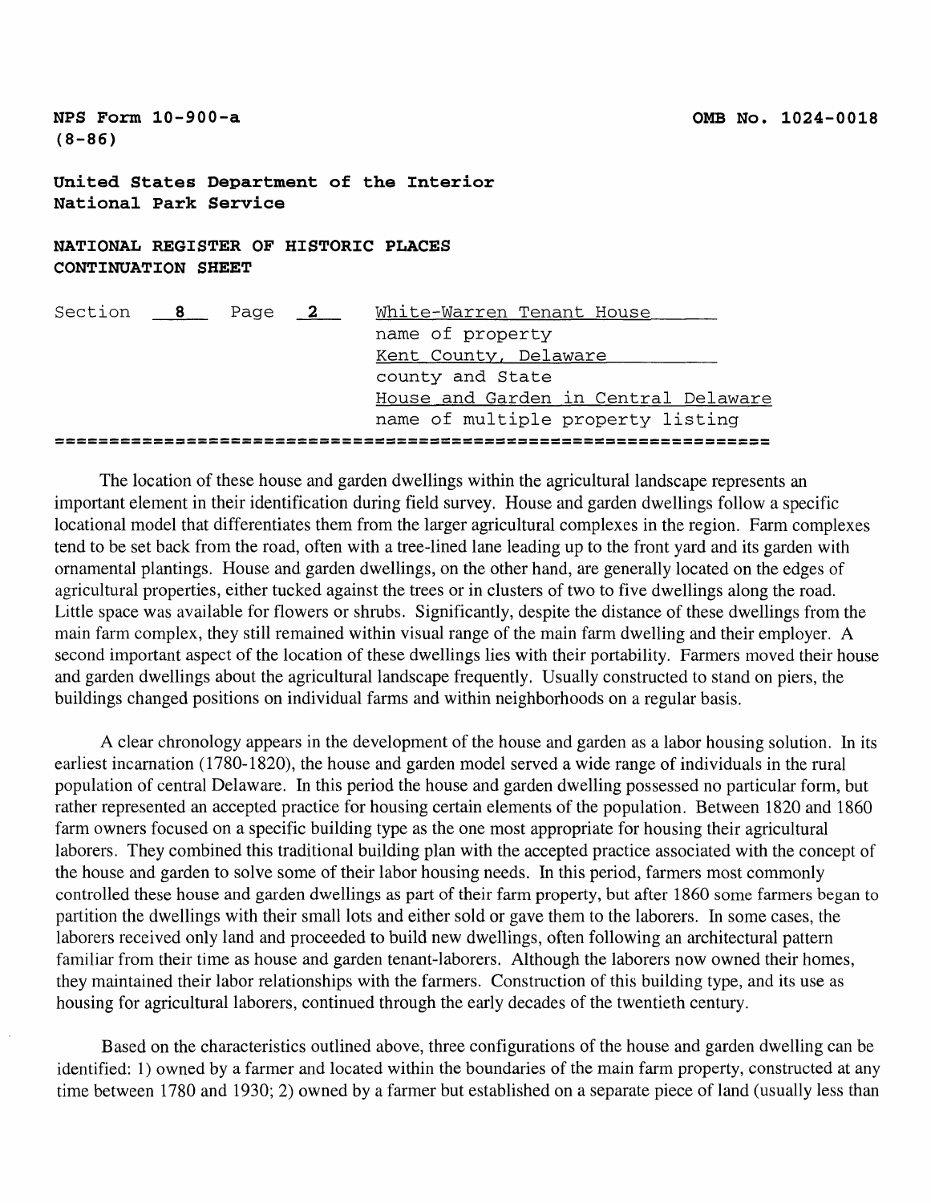The location of these house and garden dwellings within the agricultural landscape represents an important element in their identification during field survey. House and garden dwellings follow a specific locational model that differentiates them from the larger agricultural complexes in the region. Farm complexes tend to be set back from the road, often with a tree-lined lane leading up to the front yard and its garden with ornamental plantings. House and garden dwellings, on the other hand, are generally located on the edges of agricultural properties, either tucked against the trees or in clusters of two to five dwellings along the road. Little space was available for flowers or shrubs. Significantly, despite the distance of these dwellings from the main farm complex, they still remained within visual range of the main farm dwelling and their employer. A second important aspect of the location of these dwellings lies with their portability. Farmers moved their house and garden dwellings about the agricultural landscape frequently. Usually constructed to stand on piers, the buildings changed positions on individual farms and within neighborhoods on a regular basis.

A clear chronology appears in the development of the house and garden as a labor housing solution. In its earliest incarnation (1780-1820), the house and garden model served a wide range of individuals in the rural population of central Delaware. In this period the house and garden dwelling possessed no particular form, but rather represented an accepted practice for housing certain elements of the population. Between 1820 and 1860 farm owners focused on a specific building type as the one most appropriate for housing their agricultural laborers. They combined this traditional building plan with the accepted practice associated with the concept of the house and garden to solve some of their labor housing needs. In this period, farmers most commonly controlled these house and garden dwellings as part of their farm property, but after 1860 some farmers began to partition the dwellings with their small lots and either sold or gave them to the laborers. In some cases, the laborers received only land and proceeded to build new dwellings, often following an architectural pattern familiar from their time as house and garden tenant-laborers. Although the laborers now owned their homes, they maintained their labor relationships with the farmers. Construction of this building type, and its use as housing for agricultural laborers, continued through the early decades of the twentieth century.

Based on the characteristics outlined above, three configurations of the house and garden dwelling can be identified: 1) owned by a farmer and located within the boundaries of the main farm property, constructed at any time between 1780 and 1930; 2) owned by a farmer but established on a separate piece of land (usually less than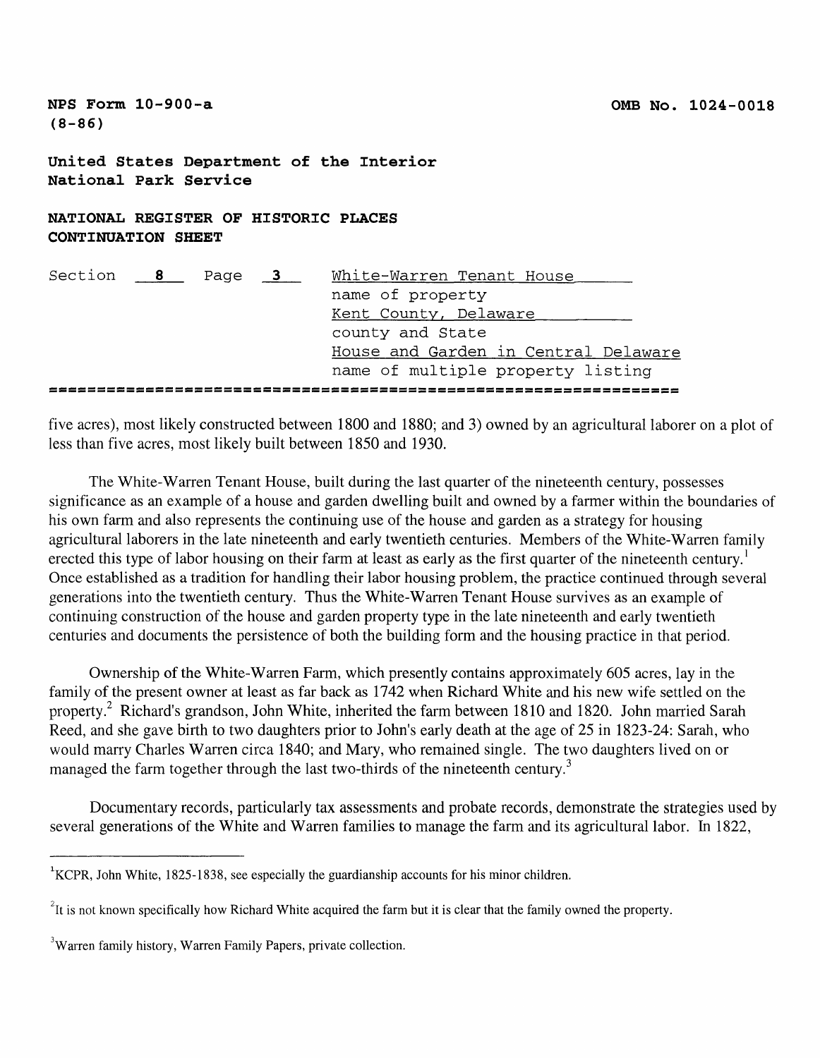five acres), most likely constructed between 1800 and 1880; and 3) owned by an agricultural laborer on a plot of less than five acres, most likely built between 1850 and 1930.

The White-Warren Tenant House, built during the last quarter of the nineteenth century, possesses significance as an example of a house and garden dwelling built and owned by a farmer within the boundaries of his own farm and also represents the continuing use of the house and garden as a strategy for housing agricultural laborers in the late nineteenth and early twentieth centuries. Members of the White-Warren family erected this type of labor housing on their farm at least as early as the first quarter of the nineteenth century.[1] Once established as a tradition for handling their labor housing problem, the practice continued through several generations into the twentieth century. Thus the White-Warren Tenant House survives as an example of continuing construction of the house and garden property type in the late nineteenth and early twentieth centuries and documents the persistence of both the building form and the housing practice in that period.

Ownership of the White-Warren Farm, which presently contains approximately 605 acres, lay in the family of the present owner at least as far back as 1742 when Richard White and his new wife settled on the property.[2] Richard's grandson, John White, inherited the farm between 1810 and 1820. John married Sarah Reed, and she gave birth to two daughters prior to John's early death at the age of 25 in 1823-24: Sarah, who would marry Charles Warren circa 1840; and Mary, who remained single. The two daughters lived on or managed the farm together through the last two-thirds of the nineteenth century.[3]

Documentary records, particularly tax assessments and probate records, demonstrate the strategies used by several generations of the White and Warren families to manage the farm and its agricultural labor. In 1822,

---

[1] KCPR, John White, 1825-1838, see especially the guardianship accounts for his minor children.

[2] It is not known specifically how Richard White acquired the farm but it is clear that the family owned the property.

[3] Warren family history, Warren Family Papers, private collection.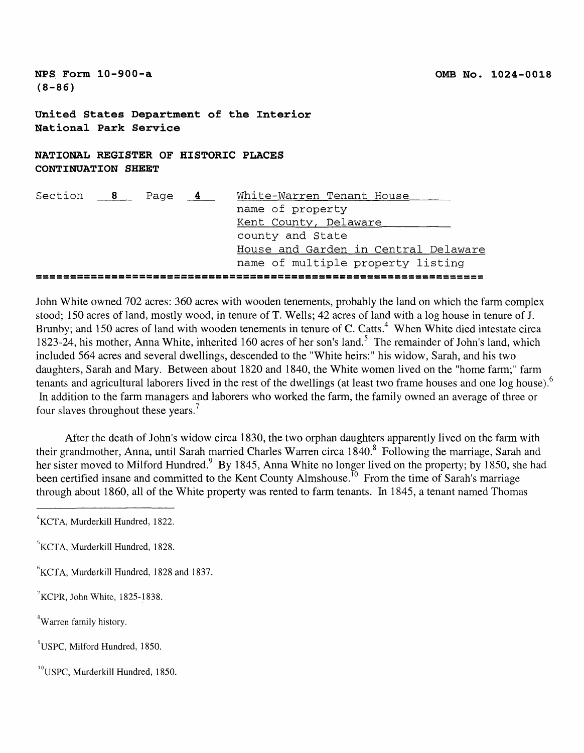John White owned 702 acres: 360 acres with wooden tenements, probably the land on which the farm complex stood; 150 acres of land, mostly wood, in tenure of T. Wells; 42 acres of land with a log house in tenure of J. Brunby; and 150 acres of land with wooden tenements in tenure of C. Catts.[4] When White died intestate circa 1823-24, his mother, Anna White, inherited 160 acres of her son's land.[5] The remainder of John's land, which included 564 acres and several dwellings, descended to the "White heirs:" his widow, Sarah, and his two daughters, Sarah and Mary. Between about 1820 and 1840, the White women lived on the "home farm;" farm tenants and agricultural laborers lived in the rest of the dwellings (at least two frame houses and one log house).[6] In addition to the farm managers and laborers who worked the farm, the family owned an average of three or four slaves throughout these years.[7]

After the death of John's widow circa 1830, the two orphan daughters apparently lived on the farm with their grandmother, Anna, until Sarah married Charles Warren circa 1840.[8] Following the marriage, Sarah and her sister moved to Milford Hundred.[9] By 1845, Anna White no longer lived on the property; by 1850, she had been certified insane and committed to the Kent County Almshouse.[10] From the time of Sarah's marriage through about 1860, all of the White property was rented to farm tenants. In 1845, a tenant named Thomas

---

[4] KCTA, Murderkill Hundred, 1822.

[5] KCTA, Murderkill Hundred, 1828.

[6] KCTA, Murderkill Hundred, 1828 and 1837.

[7] KCPR, John White, 1825-1838.

[8] Warren family history.

[9] USPC, Milford Hundred, 1850.

[10] USPC, Murderkill Hundred, 1850.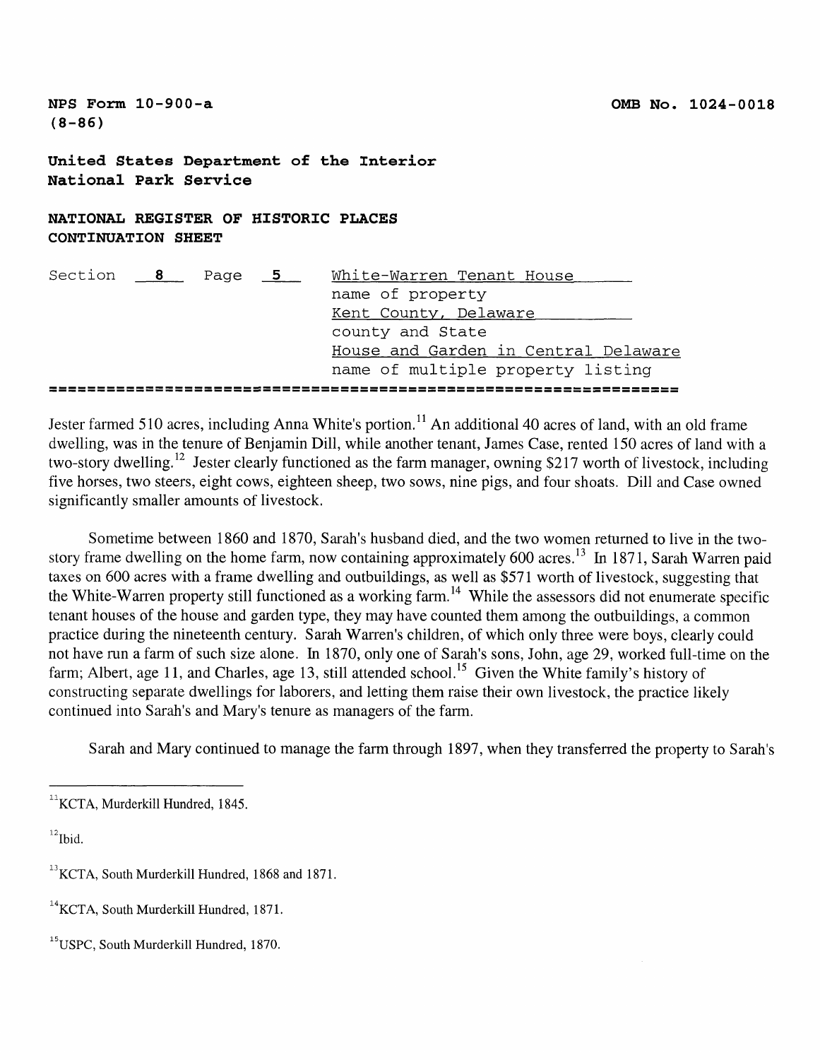Jester farmed 510 acres, including Anna White's portion.[11] An additional 40 acres of land, with an old frame dwelling, was in the tenure of Benjamin Dill, while another tenant, James Case, rented 150 acres of land with a two-story dwelling.[12] Jester clearly functioned as the farm manager, owning $217 worth of livestock, including five horses, two steers, eight cows, eighteen sheep, two sows, nine pigs, and four shoats. Dill and Case owned significantly smaller amounts of livestock.

Sometime between 1860 and 1870, Sarah's husband died, and the two women returned to live in the two-story frame dwelling on the home farm, now containing approximately 600 acres.[13] In 1871, Sarah Warren paid taxes on 600 acres with a frame dwelling and outbuildings, as well as $571 worth of livestock, suggesting that the White-Warren property still functioned as a working farm.[14] While the assessors did not enumerate specific tenant houses of the house and garden type, they may have counted them among the outbuildings, a common practice during the nineteenth century. Sarah Warren's children, of which only three were boys, clearly could not have run a farm of such size alone. In 1870, only one of Sarah's sons, John, age 29, worked full-time on the farm; Albert, age 11, and Charles, age 13, still attended school.[15] Given the White family's history of constructing separate dwellings for laborers, and letting them raise their own livestock, the practice likely continued into Sarah's and Mary's tenure as managers of the farm.

Sarah and Mary continued to manage the farm through 1897, when they transferred the property to Sarah's

---

[11] KCTA, Murderkill Hundred, 1845.

[12] Ibid.

[13] KCTA, South Murderkill Hundred, 1868 and 1871.

[14] KCTA, South Murderkill Hundred, 1871.

[15] USPC, South Murderkill Hundred, 1870.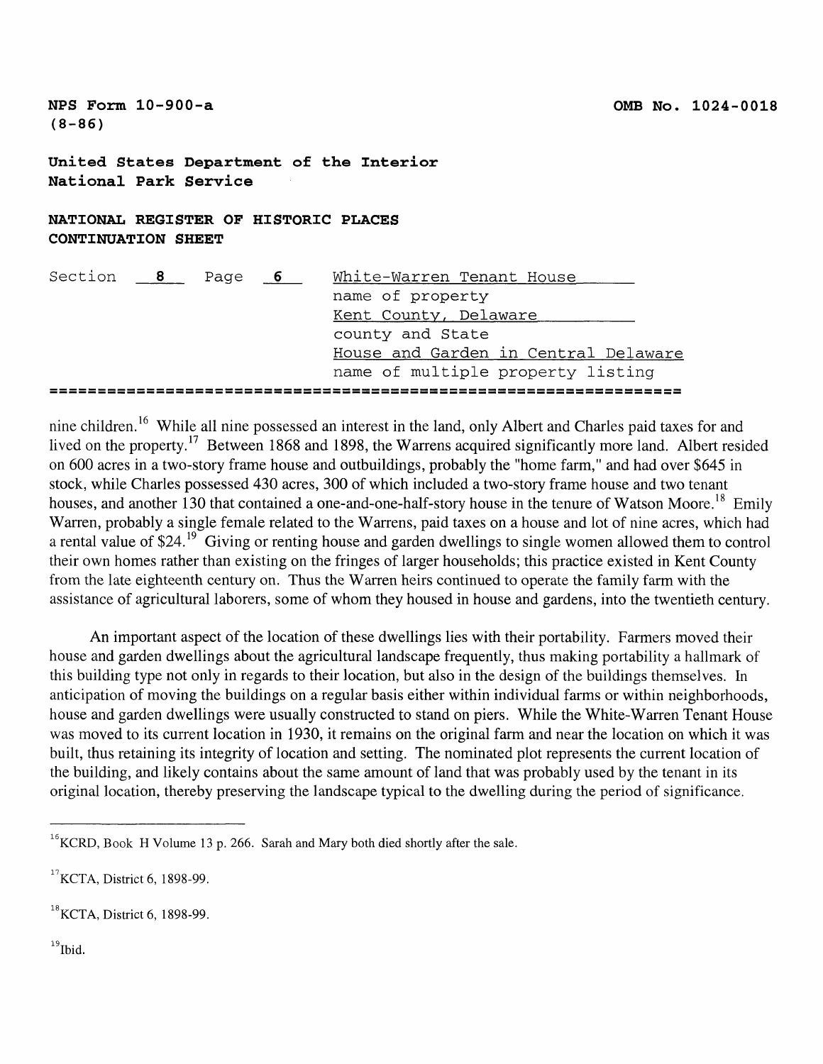nine children.[16] While all nine possessed an interest in the land, only Albert and Charles paid taxes for and lived on the property.[17] Between 1868 and 1898, the Warrens acquired significantly more land. Albert resided on 600 acres in a two-story frame house and outbuildings, probably the "home farm," and had over $645 in stock, while Charles possessed 430 acres, 300 of which included a two-story frame house and two tenant houses, and another 130 that contained a one-and-one-half-story house in the tenure of Watson Moore.[18] Emily Warren, probably a single female related to the Warrens, paid taxes on a house and lot of nine acres, which had a rental value of $24.[19] Giving or renting house and garden dwellings to single women allowed them to control their own homes rather than existing on the fringes of larger households; this practice existed in Kent County from the late eighteenth century on. Thus the Warren heirs continued to operate the family farm with the assistance of agricultural laborers, some of whom they housed in house and gardens, into the twentieth century.

An important aspect of the location of these dwellings lies with their portability. Farmers moved their house and garden dwellings about the agricultural landscape frequently, thus making portability a hallmark of this building type not only in regards to their location, but also in the design of the buildings themselves. In anticipation of moving the buildings on a regular basis either within individual farms or within neighborhoods, house and garden dwellings were usually constructed to stand on piers. While the White-Warren Tenant House was moved to its current location in 1930, it remains on the original farm and near the location on which it was built, thus retaining its integrity of location and setting. The nominated plot represents the current location of the building, and likely contains about the same amount of land that was probably used by the tenant in its original location, thereby preserving the landscape typical to the dwelling during the period of significance.

---

[16] KCRD, Book H Volume 13 p. 266. Sarah and Mary both died shortly after the sale.

[17] KCTA, District 6, 1898-99.

[18] KCTA, District 6, 1898-99.

[19] Ibid.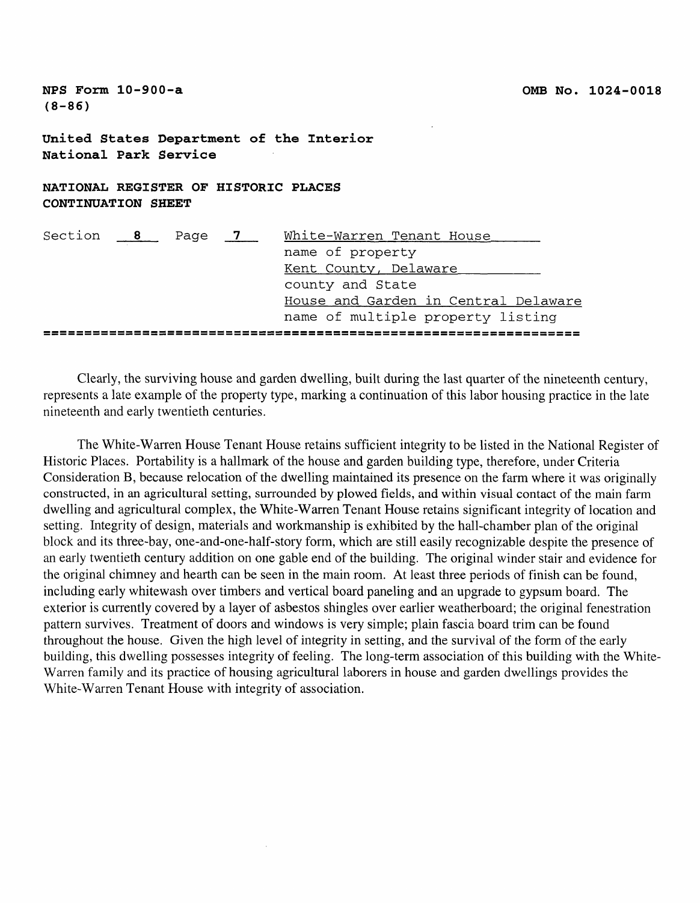Clearly, the surviving house and garden dwelling, built during the last quarter of the nineteenth century, represents a late example of the property type, marking a continuation of this labor housing practice in the late nineteenth and early twentieth centuries.

The White-Warren House Tenant House retains sufficient integrity to be listed in the National Register of Historic Places. Portability is a hallmark of the house and garden building type, therefore, under Criteria Consideration B, because relocation of the dwelling maintained its presence on the farm where it was originally constructed, in an agricultural setting, surrounded by plowed fields, and within visual contact of the main farm dwelling and agricultural complex, the White-Warren Tenant House retains significant integrity of location and setting. Integrity of design, materials and workmanship is exhibited by the hall-chamber plan of the original block and its three-bay, one-and-one-half-story form, which are still easily recognizable despite the presence of an early twentieth century addition on one gable end of the building. The original winder stair and evidence for the original chimney and hearth can be seen in the main room. At least three periods of finish can be found, including early whitewash over timbers and vertical board paneling and an upgrade to gypsum board. The exterior is currently covered by a layer of asbestos shingles over earlier weatherboard; the original fenestration pattern survives. Treatment of doors and windows is very simple; plain fascia board trim can be found throughout the house. Given the high level of integrity in setting, and the survival of the form of the early building, this dwelling possesses integrity of feeling. The long-term association of this building with the White-Warren family and its practice of housing agricultural laborers in house and garden dwellings provides the White-Warren Tenant House with integrity of association.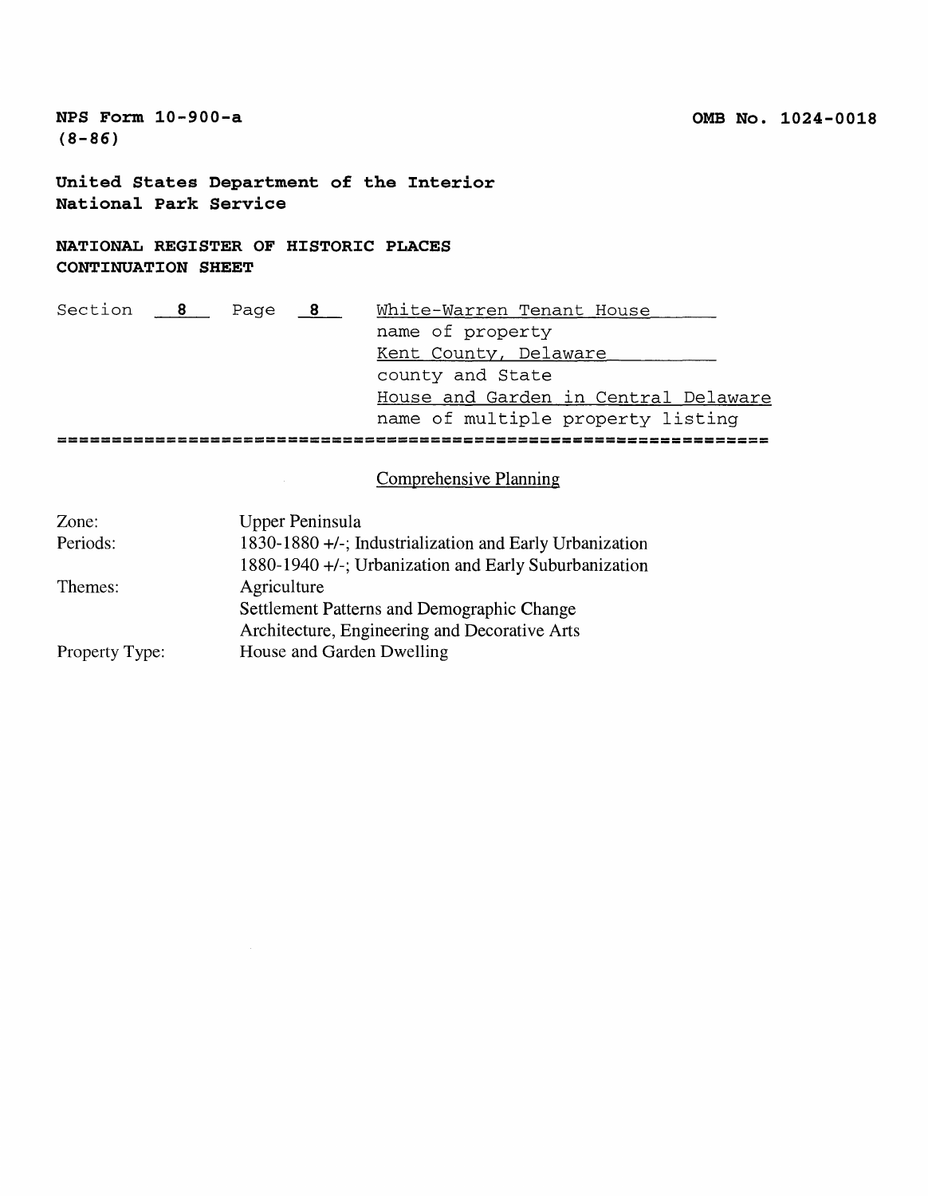NPS Form 10-900-a
(8-86)

OMB No. 1024-0018

**United States Department of the Interior**
**National Park Service**

**NATIONAL REGISTER OF HISTORIC PLACES**
**CONTINUATION SHEET**

Section **8** Page **8**

White-Warren Tenant House
name of property
Kent County, Delaware
county and State
House and Garden in Central Delaware
name of multiple property listing

## Comprehensive Planning

| | |
|---|---|
| Zone: | Upper Peninsula |
| Periods: | 1830-1880 +/-; Industrialization and Early Urbanization |
| | 1880-1940 +/-; Urbanization and Early Suburbanization |
| Themes: | Agriculture |
| | Settlement Patterns and Demographic Change |
| | Architecture, Engineering and Decorative Arts |
| Property Type: | House and Garden Dwelling |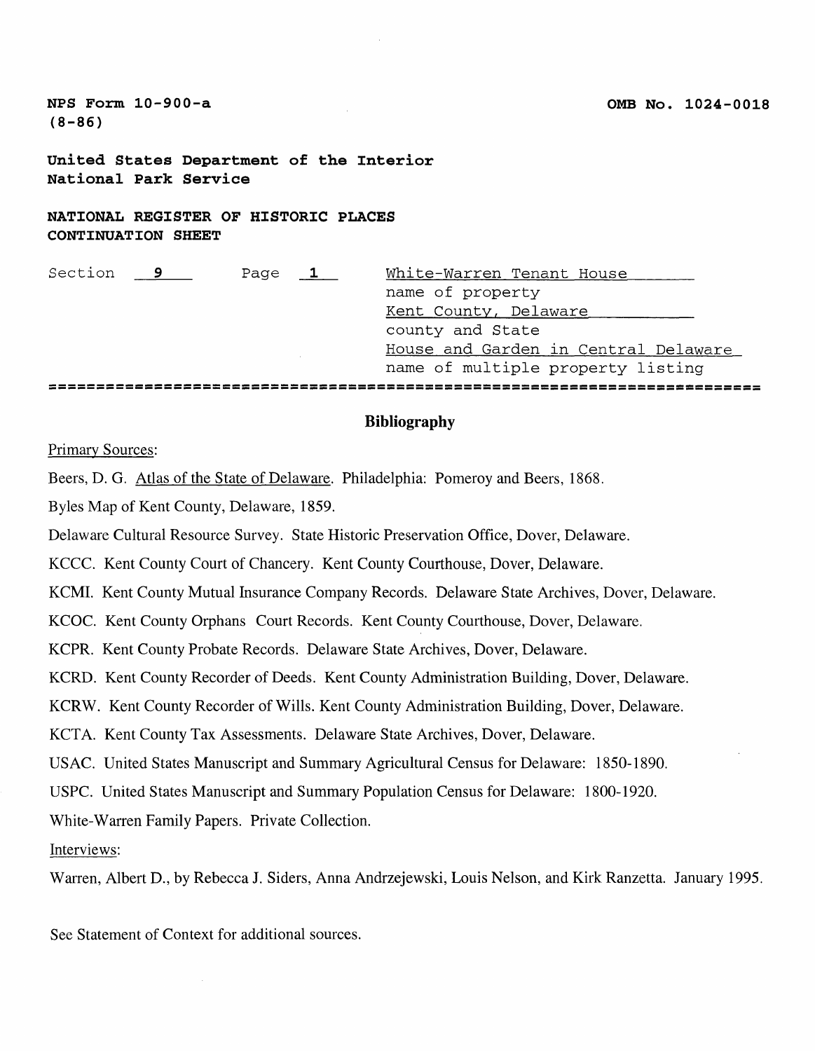NPS Form 10-900-a
(8-86)

OMB No. 1024-0018

**United States Department of the Interior**
**National Park Service**

**NATIONAL REGISTER OF HISTORIC PLACES**
**CONTINUATION SHEET**

Section 9 Page 1

White-Warren Tenant House
name of property
Kent County, Delaware
county and State
House and Garden in Central Delaware
name of multiple property listing

## Bibliography

Primary Sources:

Beers, D. G. Atlas of the State of Delaware. Philadelphia: Pomeroy and Beers, 1868.

Byles Map of Kent County, Delaware, 1859.

Delaware Cultural Resource Survey. State Historic Preservation Office, Dover, Delaware.

KCCC. Kent County Court of Chancery. Kent County Courthouse, Dover, Delaware.

KCMI. Kent County Mutual Insurance Company Records. Delaware State Archives, Dover, Delaware.

KCOC. Kent County Orphans Court Records. Kent County Courthouse, Dover, Delaware.

KCPR. Kent County Probate Records. Delaware State Archives, Dover, Delaware.

KCRD. Kent County Recorder of Deeds. Kent County Administration Building, Dover, Delaware.

KCRW. Kent County Recorder of Wills. Kent County Administration Building, Dover, Delaware.

KCTA. Kent County Tax Assessments. Delaware State Archives, Dover, Delaware.

USAC. United States Manuscript and Summary Agricultural Census for Delaware: 1850-1890.

USPC. United States Manuscript and Summary Population Census for Delaware: 1800-1920.

White-Warren Family Papers. Private Collection.

Interviews:

Warren, Albert D., by Rebecca J. Siders, Anna Andrzejewski, Louis Nelson, and Kirk Ranzetta. January 1995.

See Statement of Context for additional sources.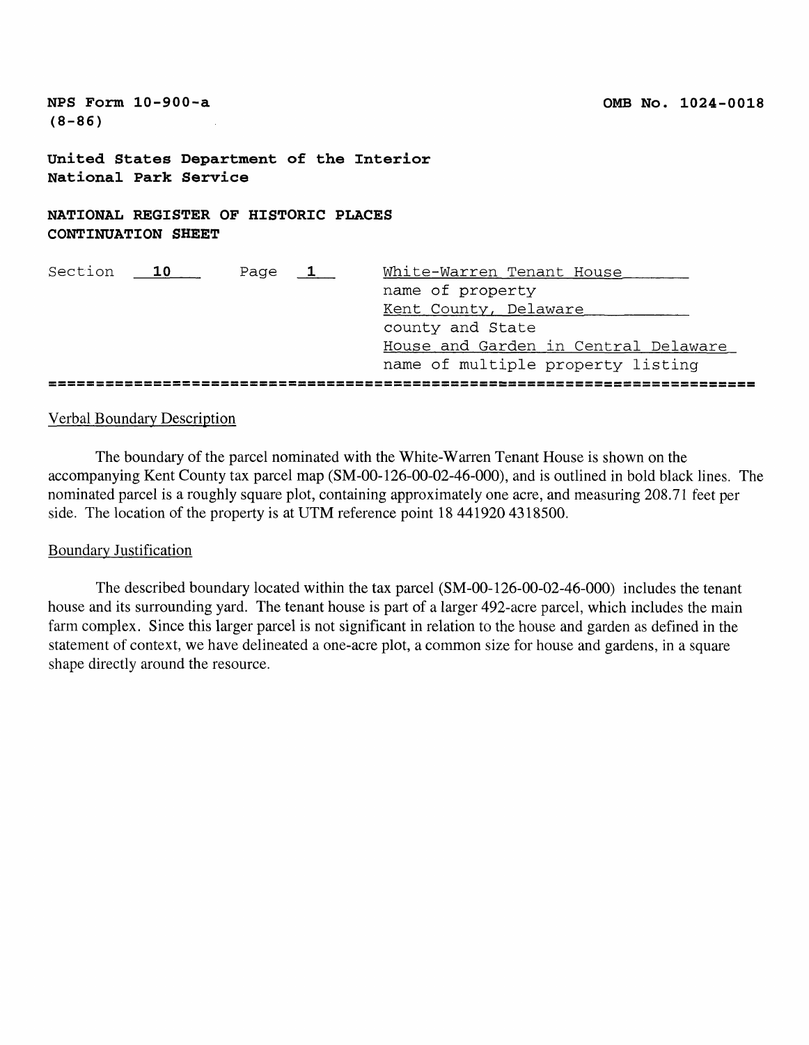NPS Form 10-900-a
(8-86)

OMB No. 1024-0018

**United States Department of the Interior**
**National Park Service**

**NATIONAL REGISTER OF HISTORIC PLACES**
**CONTINUATION SHEET**

Section **10** Page **1**

White-Warren Tenant House
name of property
Kent County, Delaware
county and State
House and Garden in Central Delaware
name of multiple property listing

Verbal Boundary Description

The boundary of the parcel nominated with the White-Warren Tenant House is shown on the accompanying Kent County tax parcel map (SM-00-126-00-02-46-000), and is outlined in bold black lines. The nominated parcel is a roughly square plot, containing approximately one acre, and measuring 208.71 feet per side. The location of the property is at UTM reference point 18 441920 4318500.

Boundary Justification

The described boundary located within the tax parcel (SM-00-126-00-02-46-000) includes the tenant house and its surrounding yard. The tenant house is part of a larger 492-acre parcel, which includes the main farm complex. Since this larger parcel is not significant in relation to the house and garden as defined in the statement of context, we have delineated a one-acre plot, a common size for house and gardens, in a square shape directly around the resource.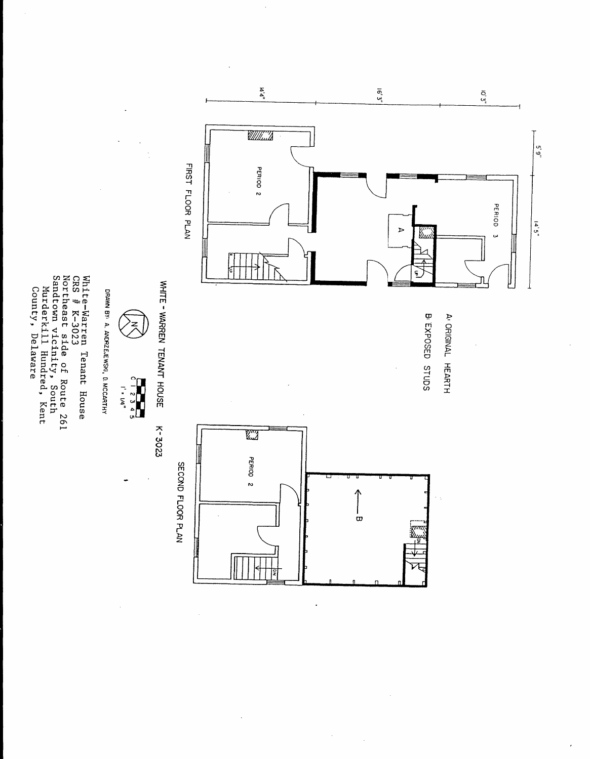FIRST FLOOR PLAN

PERIOD 2

PERIOD 3

A

14'4"

16'3"

10'3"

5'9"

14'5"

A: ORIGINAL HEARTH

B: EXPOSED STUDS

SECOND FLOOR PLAN

PERIOD 2

B

WHITE - WARREN TENANT HOUSE K-3023

1' = 1/4"

DRAWN BY: A. ANDRZEJEWSKI, D. MCCARTHY

White-Warren Tenant House
CRS # K-3023
Northeast side of Route 261
Sandtown vicinity, South
Murderkill Hundred, Kent
County, Delaware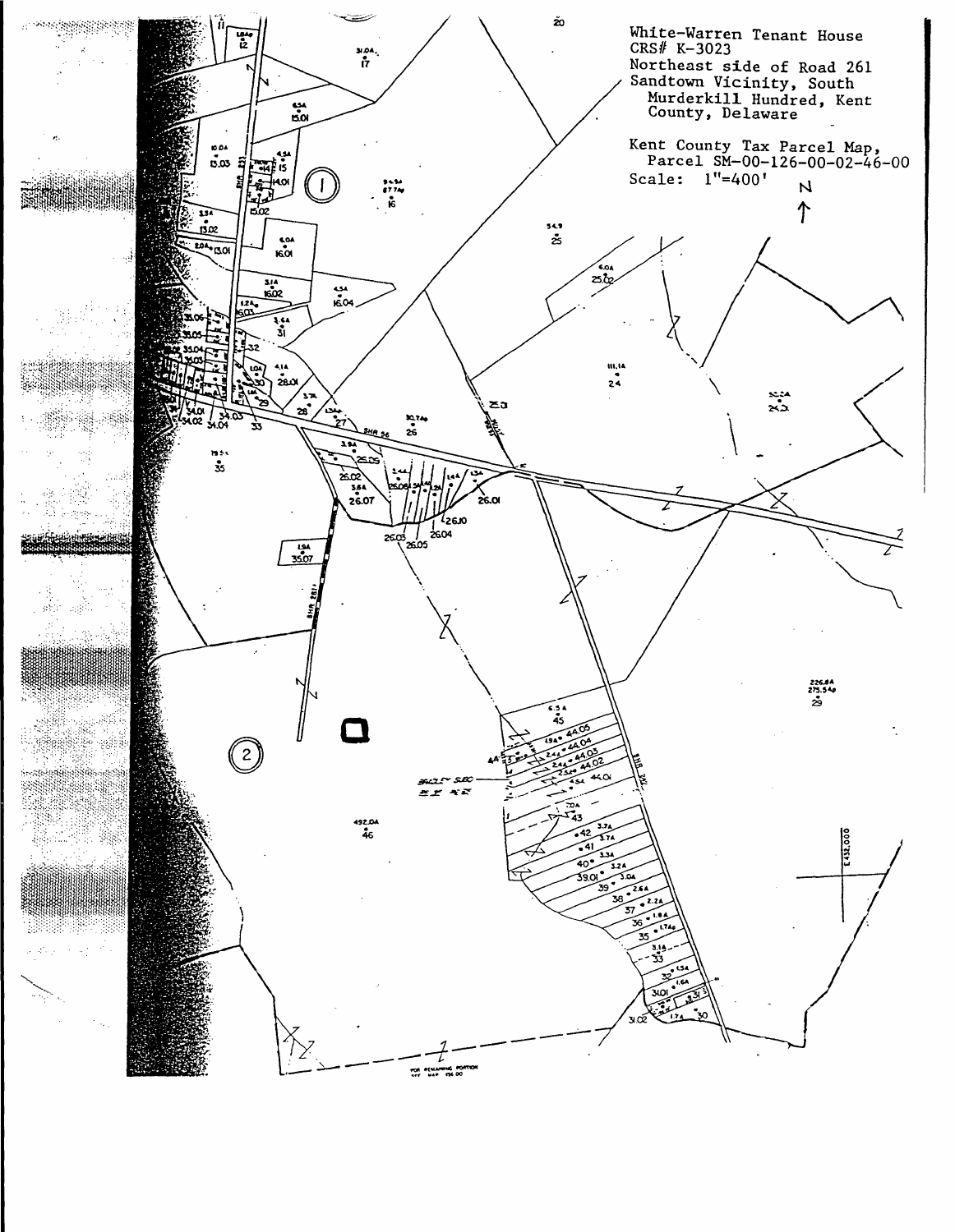White-Warren Tenant House
CRS# K-3023
Northeast side of Road 261
Sandtown Vicinity, South
Murderkill Hundred, Kent
County, Delaware

Kent County Tax Parcel Map,
Parcel SM-00-126-00-02-46-00
Scale: 1"=400'

N